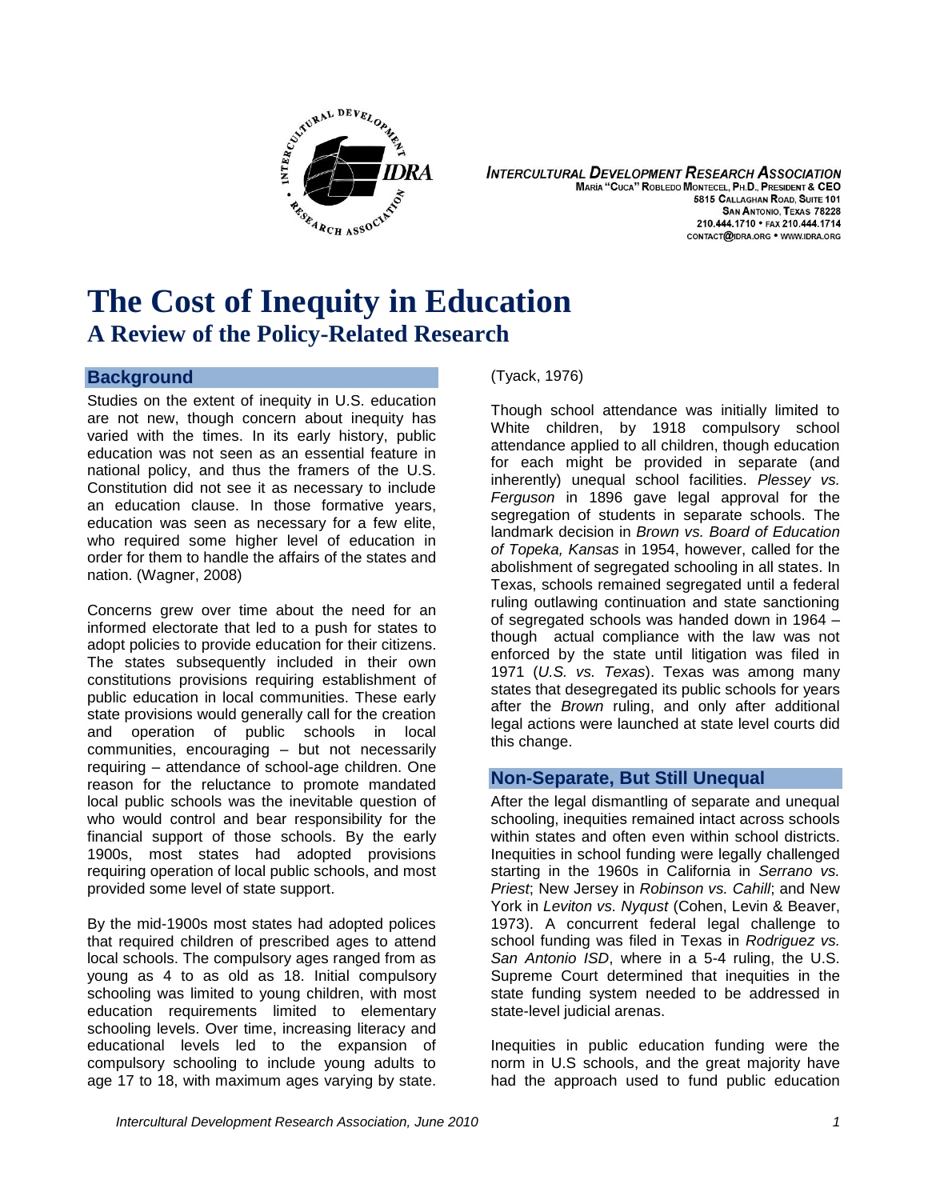INTERCULTURAL DEVELOPMENT RESEARCH ASSOCIATION
MARÍA "CUCA" ROBLEDO MONTECEL, PH.D., PRESIDENT & CEO
5815 CALLAGHAN ROAD, SUITE 101
SAN ANTONIO, TEXAS 78228
210.444.1710 • FAX 210.444.1714
CONTACT@IDRA.ORG • WWW.IDRA.ORG

# The Cost of Inequity in Education

## A Review of the Policy-Related Research

### Background

Studies on the extent of inequity in U.S. education are not new, though concern about inequity has varied with the times. In its early history, public education was not seen as an essential feature in national policy, and thus the framers of the U.S. Constitution did not see it as necessary to include an education clause. In those formative years, education was seen as necessary for a few elite, who required some higher level of education in order for them to handle the affairs of the states and nation. (Wagner, 2008)

Concerns grew over time about the need for an informed electorate that led to a push for states to adopt policies to provide education for their citizens. The states subsequently included in their own constitutions provisions requiring establishment of public education in local communities. These early state provisions would generally call for the creation and operation of public schools in local communities, encouraging – but not necessarily requiring – attendance of school-age children. One reason for the reluctance to promote mandated local public schools was the inevitable question of who would control and bear responsibility for the financial support of those schools. By the early 1900s, most states had adopted provisions requiring operation of local public schools, and most provided some level of state support.

By the mid-1900s most states had adopted polices that required children of prescribed ages to attend local schools. The compulsory ages ranged from as young as 4 to as old as 18. Initial compulsory schooling was limited to young children, with most education requirements limited to elementary schooling levels. Over time, increasing literacy and educational levels led to the expansion of compulsory schooling to include young adults to age 17 to 18, with maximum ages varying by state. (Tyack, 1976)

Though school attendance was initially limited to White children, by 1918 compulsory school attendance applied to all children, though education for each might be provided in separate (and inherently) unequal school facilities. *Plessey vs. Ferguson* in 1896 gave legal approval for the segregation of students in separate schools. The landmark decision in *Brown vs. Board of Education of Topeka, Kansas* in 1954, however, called for the abolishment of segregated schooling in all states. In Texas, schools remained segregated until a federal ruling outlawing continuation and state sanctioning of segregated schools was handed down in 1964 – though actual compliance with the law was not enforced by the state until litigation was filed in 1971 (*U.S. vs. Texas*). Texas was among many states that desegregated its public schools for years after the *Brown* ruling, and only after additional legal actions were launched at state level courts did this change.

### Non-Separate, But Still Unequal

After the legal dismantling of separate and unequal schooling, inequities remained intact across schools within states and often even within school districts. Inequities in school funding were legally challenged starting in the 1960s in California in *Serrano vs. Priest*; New Jersey in *Robinson vs. Cahill*; and New York in *Leviton vs. Nyqust* (Cohen, Levin & Beaver, 1973). A concurrent federal legal challenge to school funding was filed in Texas in *Rodriguez vs. San Antonio ISD*, where in a 5-4 ruling, the U.S. Supreme Court determined that inequities in the state funding system needed to be addressed in state-level judicial arenas.

Inequities in public education funding were the norm in U.S schools, and the great majority have had the approach used to fund public education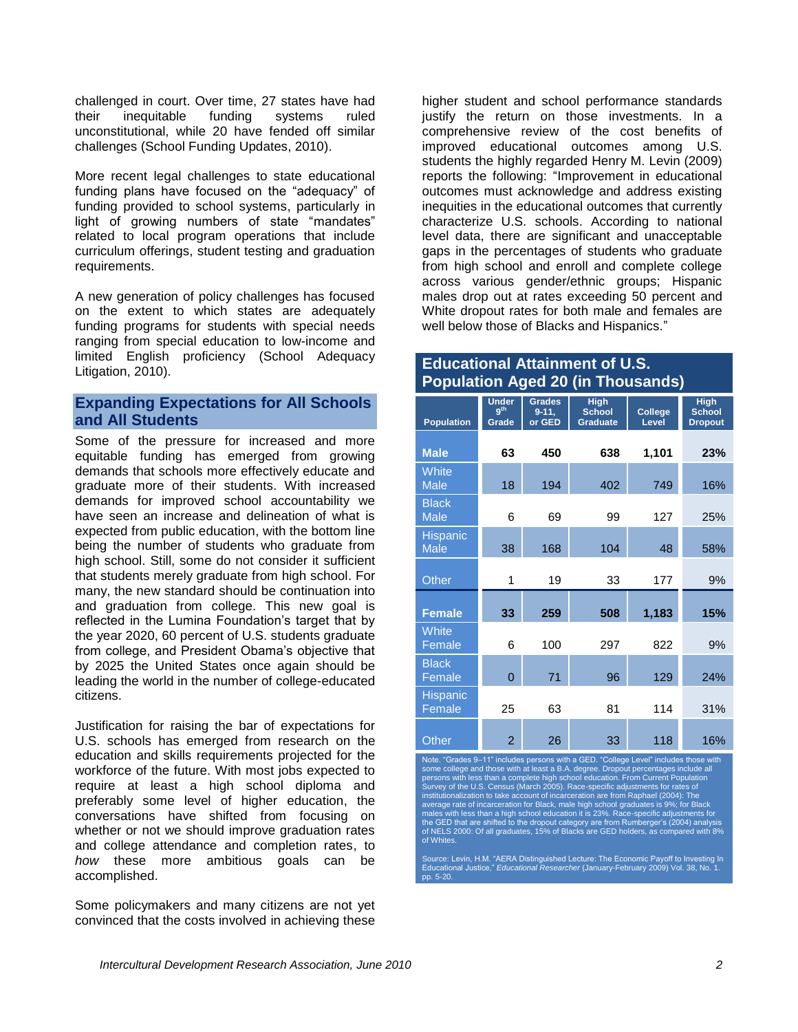challenged in court. Over time, 27 states have had their inequitable funding systems ruled unconstitutional, while 20 have fended off similar challenges (School Funding Updates, 2010).

More recent legal challenges to state educational funding plans have focused on the "adequacy" of funding provided to school systems, particularly in light of growing numbers of state "mandates" related to local program operations that include curriculum offerings, student testing and graduation requirements.

A new generation of policy challenges has focused on the extent to which states are adequately funding programs for students with special needs ranging from special education to low-income and limited English proficiency (School Adequacy Litigation, 2010).

## Expanding Expectations for All Schools and All Students

Some of the pressure for increased and more equitable funding has emerged from growing demands that schools more effectively educate and graduate more of their students. With increased demands for improved school accountability we have seen an increase and delineation of what is expected from public education, with the bottom line being the number of students who graduate from high school. Still, some do not consider it sufficient that students merely graduate from high school. For many, the new standard should be continuation into and graduation from college. This new goal is reflected in the Lumina Foundation's target that by the year 2020, 60 percent of U.S. students graduate from college, and President Obama's objective that by 2025 the United States once again should be leading the world in the number of college-educated citizens.

Justification for raising the bar of expectations for U.S. schools has emerged from research on the education and skills requirements projected for the workforce of the future. With most jobs expected to require at least a high school diploma and preferably some level of higher education, the conversations have shifted from focusing on whether or not we should improve graduation rates and college attendance and completion rates, to *how* these more ambitious goals can be accomplished.

Some policymakers and many citizens are not yet convinced that the costs involved in achieving these higher student and school performance standards justify the return on those investments. In a comprehensive review of the cost benefits of improved educational outcomes among U.S. students the highly regarded Henry M. Levin (2009) reports the following: "Improvement in educational outcomes must acknowledge and address existing inequities in the educational outcomes that currently characterize U.S. schools. According to national level data, there are significant and unacceptable gaps in the percentages of students who graduate from high school and enroll and complete college across various gender/ethnic groups; Hispanic males drop out at rates exceeding 50 percent and White dropout rates for both male and females are well below those of Blacks and Hispanics."

**Educational Attainment of U.S. Population Aged 20 (in Thousands)**

| Population | Under 9th Grade | Grades 9-11, or GED | High School Graduate | College Level | High School Dropout |
|---|---|---|---|---|---|
| **Male** | **63** | **450** | **638** | **1,101** | **23%** |
| White Male | 18 | 194 | 402 | 749 | 16% |
| Black Male | 6 | 69 | 99 | 127 | 25% |
| Hispanic Male | 38 | 168 | 104 | 48 | 58% |
| Other | 1 | 19 | 33 | 177 | 9% |
| **Female** | **33** | **259** | **508** | **1,183** | **15%** |
| White Female | 6 | 100 | 297 | 822 | 9% |
| Black Female | 0 | 71 | 96 | 129 | 24% |
| Hispanic Female | 25 | 63 | 81 | 114 | 31% |
| Other | 2 | 26 | 33 | 118 | 16% |

Note. "Grades 9–11" includes persons with a GED. "College Level" includes those with some college and those with at least a B.A. degree. Dropout percentages include all persons with less than a complete high school education. From Current Population Survey of the U.S. Census (March 2005). Race-specific adjustments for rates of institutionalization to take account of incarceration are from Raphael (2004): The average rate of incarceration for Black, male high school graduates is 9%; for Black males with less than a high school education it is 23%. Race-specific adjustments for the GED that are shifted to the dropout category are from Rumberger's (2004) analysis of NELS 2000: Of all graduates, 15% of Blacks are GED holders, as compared with 8% of Whites.

Source: Levin, H.M. "AERA Distinguished Lecture: The Economic Payoff to Investing In Educational Justice," *Educational Researcher* (January-February 2009) Vol. 38, No. 1. pp. 5-20.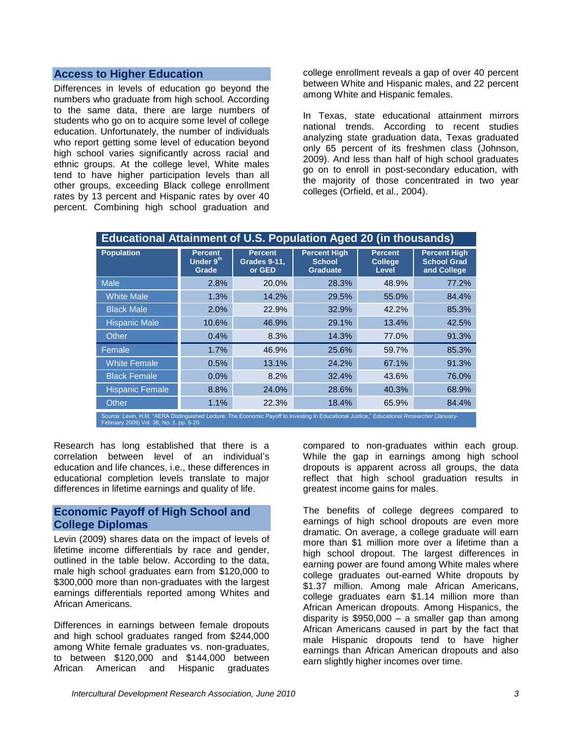## Access to Higher Education

Differences in levels of education go beyond the numbers who graduate from high school. According to the same data, there are large numbers of students who go on to acquire some level of college education. Unfortunately, the number of individuals who report getting some level of education beyond high school varies significantly across racial and ethnic groups. At the college level, White males tend to have higher participation levels than all other groups, exceeding Black college enrollment rates by 13 percent and Hispanic rates by over 40 percent. Combining high school graduation and college enrollment reveals a gap of over 40 percent between White and Hispanic males, and 22 percent among White and Hispanic females.

In Texas, state educational attainment mirrors national trends. According to recent studies analyzing state graduation data, Texas graduated only 65 percent of its freshmen class (Johnson, 2009). And less than half of high school graduates go on to enroll in post-secondary education, with the majority of those concentrated in two year colleges (Orfield, et al., 2004).

**Educational Attainment of U.S. Population Aged 20 (in thousands)**

| Population | Percent Under 9th Grade | Percent Grades 9-11, or GED | Percent High School Graduate | Percent College Level | Percent High School Grad and College |
|---|---|---|---|---|---|
| Male | 2.8% | 20.0% | 28.3% | 48.9% | 77.2% |
| White Male | 1.3% | 14.2% | 29.5% | 55.0% | 84.4% |
| Black Male | 2.0% | 22.9% | 32.9% | 42.2% | 85.3% |
| Hispanic Male | 10.6% | 46.9% | 29.1% | 13.4% | 42.5% |
| Other | 0.4% | 8.3% | 14.3% | 77.0% | 91.3% |
| Female | 1.7% | 46.9% | 25.6% | 59.7% | 85.3% |
| White Female | 0.5% | 13.1% | 24.2% | 67.1% | 91.3% |
| Black Female | 0.0% | 8.2% | 32.4% | 43.6% | 76.0% |
| Hispanic Female | 8.8% | 24.0% | 28.6% | 40.3% | 68.9% |
| Other | 1.1% | 22.3% | 18.4% | 65.9% | 84.4% |

Source: Levin, H.M. "AERA Distinguished Lecture: The Economic Payoff to Investing In Educational Justice," *Educational Researcher* (January-February 2009) Vol. 38, No. 1. pp. 5-20.

Research has long established that there is a correlation between level of an individual's education and life chances, i.e., these differences in educational completion levels translate to major differences in lifetime earnings and quality of life.

## Economic Payoff of High School and College Diplomas

Levin (2009) shares data on the impact of levels of lifetime income differentials by race and gender, outlined in the table below. According to the data, male high school graduates earn from $120,000 to $300,000 more than non-graduates with the largest earnings differentials reported among Whites and African Americans.

Differences in earnings between female dropouts and high school graduates ranged from $244,000 among White female graduates vs. non-graduates, to between $120,000 and $144,000 between African American and Hispanic graduates compared to non-graduates within each group. While the gap in earnings among high school dropouts is apparent across all groups, the data reflect that high school graduation results in greatest income gains for males.

The benefits of college degrees compared to earnings of high school dropouts are even more dramatic. On average, a college graduate will earn more than $1 million more over a lifetime than a high school dropout. The largest differences in earning power are found among White males where college graduates out-earned White dropouts by $1.37 million. Among male African Americans, college graduates earn $1.14 million more than African American dropouts. Among Hispanics, the disparity is $950,000 – a smaller gap than among African Americans caused in part by the fact that male Hispanic dropouts tend to have higher earnings than African American dropouts and also earn slightly higher incomes over time.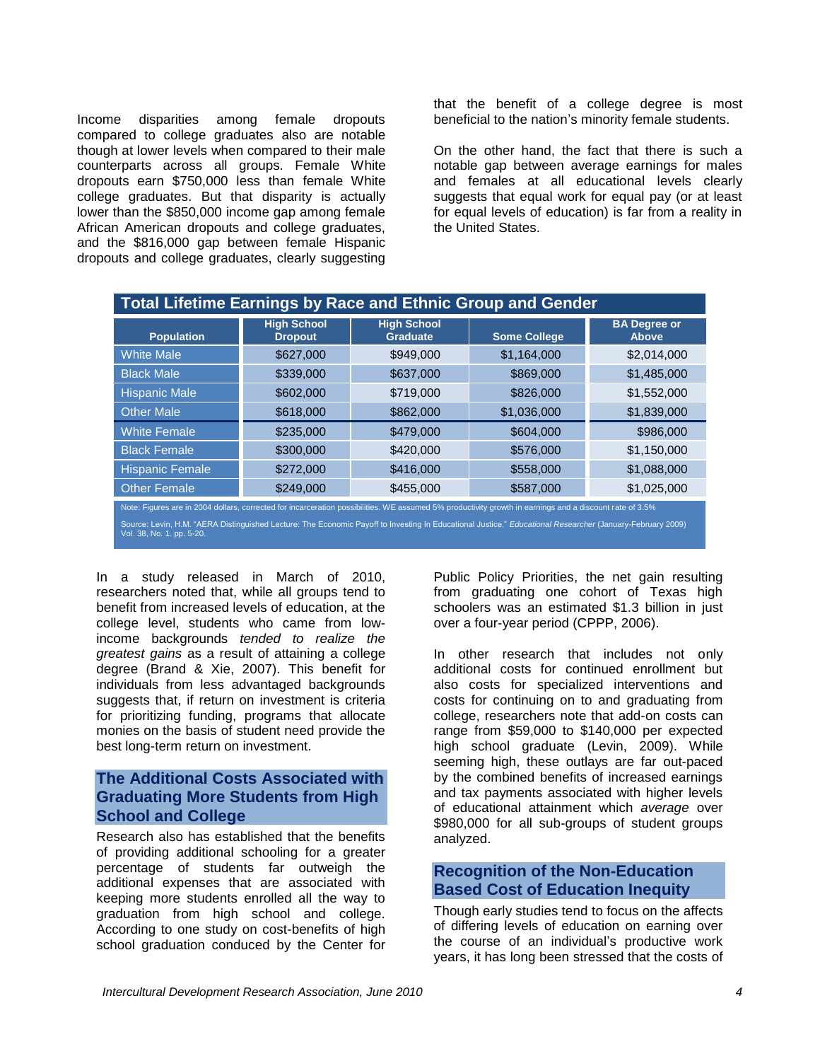Income disparities among female dropouts compared to college graduates also are notable though at lower levels when compared to their male counterparts across all groups. Female White dropouts earn $750,000 less than female White college graduates. But that disparity is actually lower than the $850,000 income gap among female African American dropouts and college graduates, and the $816,000 gap between female Hispanic dropouts and college graduates, clearly suggesting that the benefit of a college degree is most beneficial to the nation's minority female students.

On the other hand, the fact that there is such a notable gap between average earnings for males and females at all educational levels clearly suggests that equal work for equal pay (or at least for equal levels of education) is far from a reality in the United States.

**Total Lifetime Earnings by Race and Ethnic Group and Gender**

| Population | High School Dropout | High School Graduate | Some College | BA Degree or Above |
|---|---|---|---|---|
| White Male | $627,000 | $949,000 | $1,164,000 | $2,014,000 |
| Black Male | $339,000 | $637,000 | $869,000 | $1,485,000 |
| Hispanic Male | $602,000 | $719,000 | $826,000 | $1,552,000 |
| Other Male | $618,000 | $862,000 | $1,036,000 | $1,839,000 |
| White Female | $235,000 | $479,000 | $604,000 | $986,000 |
| Black Female | $300,000 | $420,000 | $576,000 | $1,150,000 |
| Hispanic Female | $272,000 | $416,000 | $558,000 | $1,088,000 |
| Other Female | $249,000 | $455,000 | $587,000 | $1,025,000 |

Note: Figures are in 2004 dollars, corrected for incarceration possibilities. WE assumed 5% productivity growth in earnings and a discount rate of 3.5%

Source: Levin, H.M. "AERA Distinguished Lecture: The Economic Payoff to Investing In Educational Justice," *Educational Researcher* (January-February 2009) Vol. 38, No. 1. pp. 5-20.

In a study released in March of 2010, researchers noted that, while all groups tend to benefit from increased levels of education, at the college level, students who came from low-income backgrounds *tended to realize the greatest gains* as a result of attaining a college degree (Brand & Xie, 2007). This benefit for individuals from less advantaged backgrounds suggests that, if return on investment is criteria for prioritizing funding, programs that allocate monies on the basis of student need provide the best long-term return on investment.

## The Additional Costs Associated with Graduating More Students from High School and College

Research also has established that the benefits of providing additional schooling for a greater percentage of students far outweigh the additional expenses that are associated with keeping more students enrolled all the way to graduation from high school and college. According to one study on cost-benefits of high school graduation conduced by the Center for Public Policy Priorities, the net gain resulting from graduating one cohort of Texas high schoolers was an estimated $1.3 billion in just over a four-year period (CPPP, 2006).

In other research that includes not only additional costs for continued enrollment but also costs for specialized interventions and costs for continuing on to and graduating from college, researchers note that add-on costs can range from $59,000 to $140,000 per expected high school graduate (Levin, 2009). While seeming high, these outlays are far out-paced by the combined benefits of increased earnings and tax payments associated with higher levels of educational attainment which *average* over $980,000 for all sub-groups of student groups analyzed.

## Recognition of the Non-Education Based Cost of Education Inequity

Though early studies tend to focus on the affects of differing levels of education on earning over the course of an individual's productive work years, it has long been stressed that the costs of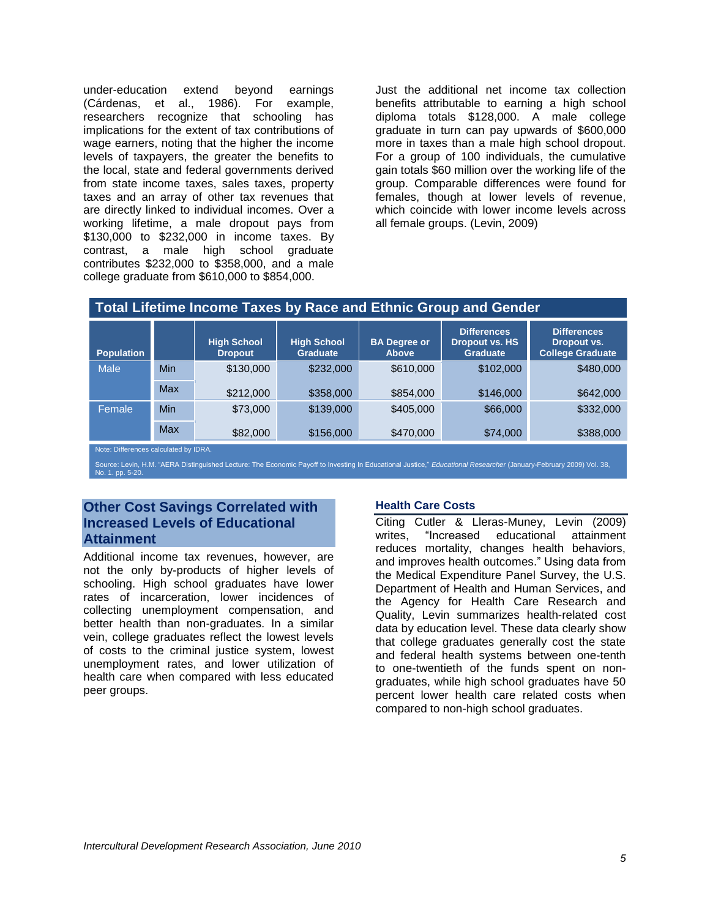under-education extend beyond earnings (Cárdenas, et al., 1986). For example, researchers recognize that schooling has implications for the extent of tax contributions of wage earners, noting that the higher the income levels of taxpayers, the greater the benefits to the local, state and federal governments derived from state income taxes, sales taxes, property taxes and an array of other tax revenues that are directly linked to individual incomes. Over a working lifetime, a male dropout pays from $130,000 to $232,000 in income taxes. By contrast, a male high school graduate contributes $232,000 to $358,000, and a male college graduate from $610,000 to $854,000.

Just the additional net income tax collection benefits attributable to earning a high school diploma totals $128,000. A male college graduate in turn can pay upwards of $600,000 more in taxes than a male high school dropout. For a group of 100 individuals, the cumulative gain totals $60 million over the working life of the group. Comparable differences were found for females, though at lower levels of revenue, which coincide with lower income levels across all female groups. (Levin, 2009)

**Total Lifetime Income Taxes by Race and Ethnic Group and Gender**

| Population | | High School Dropout | High School Graduate | BA Degree or Above | Differences Dropout vs. HS Graduate | Differences Dropout vs. College Graduate |
|---|---|---|---|---|---|---|
| Male | Min | $130,000 | $232,000 | $610,000 | $102,000 | $480,000 |
| | Max | $212,000 | $358,000 | $854,000 | $146,000 | $642,000 |
| Female | Min | $73,000 | $139,000 | $405,000 | $66,000 | $332,000 |
| | Max | $82,000 | $156,000 | $470,000 | $74,000 | $388,000 |

Note: Differences calculated by IDRA.

Source: Levin, H.M. "AERA Distinguished Lecture: The Economic Payoff to Investing In Educational Justice," *Educational Researcher* (January-February 2009) Vol. 38, No. 1. pp. 5-20.

## Other Cost Savings Correlated with Increased Levels of Educational Attainment

Additional income tax revenues, however, are not the only by-products of higher levels of schooling. High school graduates have lower rates of incarceration, lower incidences of collecting unemployment compensation, and better health than non-graduates. In a similar vein, college graduates reflect the lowest levels of costs to the criminal justice system, lowest unemployment rates, and lower utilization of health care when compared with less educated peer groups.

### Health Care Costs

Citing Cutler & Lleras-Muney, Levin (2009) writes, "Increased educational attainment reduces mortality, changes health behaviors, and improves health outcomes." Using data from the Medical Expenditure Panel Survey, the U.S. Department of Health and Human Services, and the Agency for Health Care Research and Quality, Levin summarizes health-related cost data by education level. These data clearly show that college graduates generally cost the state and federal health systems between one-tenth to one-twentieth of the funds spent on non-graduates, while high school graduates have 50 percent lower health care related costs when compared to non-high school graduates.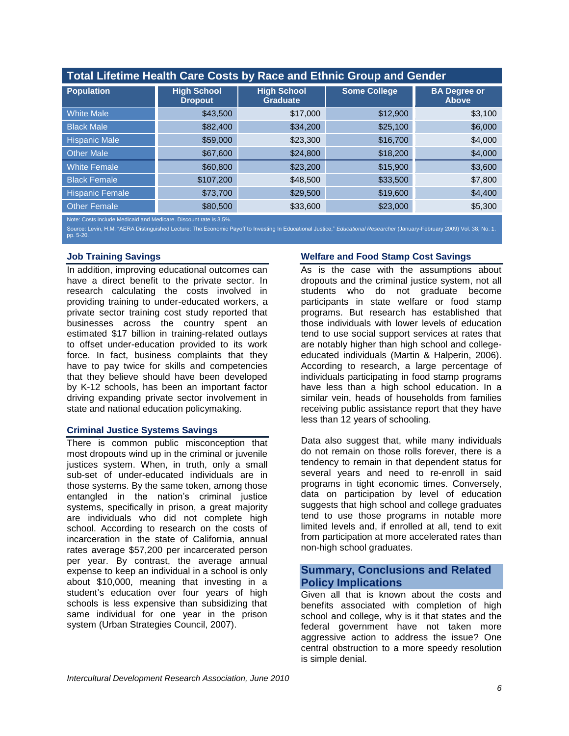## Total Lifetime Health Care Costs by Race and Ethnic Group and Gender

| Population | High School Dropout | High School Graduate | Some College | BA Degree or Above |
|---|---|---|---|---|
| White Male | $43,500 | $17,000 | $12,900 | $3,100 |
| Black Male | $82,400 | $34,200 | $25,100 | $6,000 |
| Hispanic Male | $59,000 | $23,300 | $16,700 | $4,000 |
| Other Male | $67,600 | $24,800 | $18,200 | $4,000 |
| White Female | $60,800 | $23,200 | $15,900 | $3,600 |
| Black Female | $107,200 | $48,500 | $33,500 | $7,800 |
| Hispanic Female | $73,700 | $29,500 | $19,600 | $4,400 |
| Other Female | $80,500 | $33,600 | $23,000 | $5,300 |

Note: Costs include Medicaid and Medicare. Discount rate is 3.5%.

Source: Levin, H.M. "AERA Distinguished Lecture: The Economic Payoff to Investing In Educational Justice," *Educational Researcher* (January-February 2009) Vol. 38, No. 1. pp. 5-20.

### Job Training Savings

In addition, improving educational outcomes can have a direct benefit to the private sector. In research calculating the costs involved in providing training to under-educated workers, a private sector training cost study reported that businesses across the country spent an estimated $17 billion in training-related outlays to offset under-education provided to its work force. In fact, business complaints that they have to pay twice for skills and competencies that they believe should have been developed by K-12 schools, has been an important factor driving expanding private sector involvement in state and national education policymaking.

### Criminal Justice Systems Savings

There is common public misconception that most dropouts wind up in the criminal or juvenile justices system. When, in truth, only a small sub-set of under-educated individuals are in those systems. By the same token, among those entangled in the nation's criminal justice systems, specifically in prison, a great majority are individuals who did not complete high school. According to research on the costs of incarceration in the state of California, annual rates average $57,200 per incarcerated person per year. By contrast, the average annual expense to keep an individual in a school is only about $10,000, meaning that investing in a student's education over four years of high schools is less expensive than subsidizing that same individual for one year in the prison system (Urban Strategies Council, 2007).

### Welfare and Food Stamp Cost Savings

As is the case with the assumptions about dropouts and the criminal justice system, not all students who do not graduate become participants in state welfare or food stamp programs. But research has established that those individuals with lower levels of education tend to use social support services at rates that are notably higher than high school and college-educated individuals (Martin & Halperin, 2006). According to research, a large percentage of individuals participating in food stamp programs have less than a high school education. In a similar vein, heads of households from families receiving public assistance report that they have less than 12 years of schooling.

Data also suggest that, while many individuals do not remain on those rolls forever, there is a tendency to remain in that dependent status for several years and need to re-enroll in said programs in tight economic times. Conversely, data on participation by level of education suggests that high school and college graduates tend to use those programs in notable more limited levels and, if enrolled at all, tend to exit from participation at more accelerated rates than non-high school graduates.

## Summary, Conclusions and Related Policy Implications

Given all that is known about the costs and benefits associated with completion of high school and college, why is it that states and the federal government have not taken more aggressive action to address the issue? One central obstruction to a more speedy resolution is simple denial.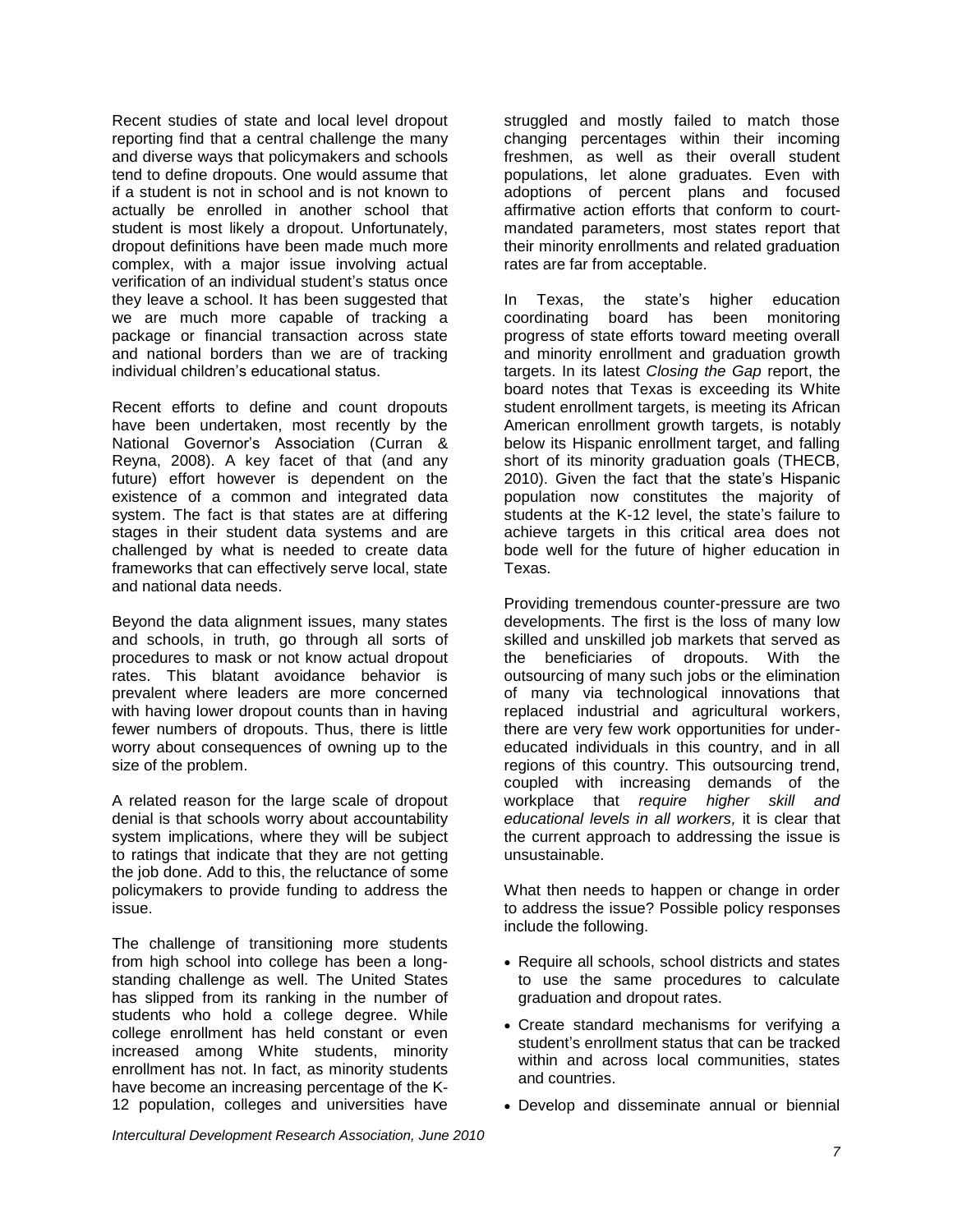Recent studies of state and local level dropout reporting find that a central challenge the many and diverse ways that policymakers and schools tend to define dropouts. One would assume that if a student is not in school and is not known to actually be enrolled in another school that student is most likely a dropout. Unfortunately, dropout definitions have been made much more complex, with a major issue involving actual verification of an individual student's status once they leave a school. It has been suggested that we are much more capable of tracking a package or financial transaction across state and national borders than we are of tracking individual children's educational status.

Recent efforts to define and count dropouts have been undertaken, most recently by the National Governor's Association (Curran & Reyna, 2008). A key facet of that (and any future) effort however is dependent on the existence of a common and integrated data system. The fact is that states are at differing stages in their student data systems and are challenged by what is needed to create data frameworks that can effectively serve local, state and national data needs.

Beyond the data alignment issues, many states and schools, in truth, go through all sorts of procedures to mask or not know actual dropout rates. This blatant avoidance behavior is prevalent where leaders are more concerned with having lower dropout counts than in having fewer numbers of dropouts. Thus, there is little worry about consequences of owning up to the size of the problem.

A related reason for the large scale of dropout denial is that schools worry about accountability system implications, where they will be subject to ratings that indicate that they are not getting the job done. Add to this, the reluctance of some policymakers to provide funding to address the issue.

The challenge of transitioning more students from high school into college has been a long-standing challenge as well. The United States has slipped from its ranking in the number of students who hold a college degree. While college enrollment has held constant or even increased among White students, minority enrollment has not. In fact, as minority students have become an increasing percentage of the K-12 population, colleges and universities have struggled and mostly failed to match those changing percentages within their incoming freshmen, as well as their overall student populations, let alone graduates. Even with adoptions of percent plans and focused affirmative action efforts that conform to court-mandated parameters, most states report that their minority enrollments and related graduation rates are far from acceptable.

In Texas, the state's higher education coordinating board has been monitoring progress of state efforts toward meeting overall and minority enrollment and graduation growth targets. In its latest *Closing the Gap* report, the board notes that Texas is exceeding its White student enrollment targets, is meeting its African American enrollment growth targets, is notably below its Hispanic enrollment target, and falling short of its minority graduation goals (THECB, 2010). Given the fact that the state's Hispanic population now constitutes the majority of students at the K-12 level, the state's failure to achieve targets in this critical area does not bode well for the future of higher education in Texas.

Providing tremendous counter-pressure are two developments. The first is the loss of many low skilled and unskilled job markets that served as the beneficiaries of dropouts. With the outsourcing of many such jobs or the elimination of many via technological innovations that replaced industrial and agricultural workers, there are very few work opportunities for under-educated individuals in this country, and in all regions of this country. This outsourcing trend, coupled with increasing demands of the workplace that *require higher skill and educational levels in all workers,* it is clear that the current approach to addressing the issue is unsustainable.

What then needs to happen or change in order to address the issue? Possible policy responses include the following.

- Require all schools, school districts and states to use the same procedures to calculate graduation and dropout rates.
- Create standard mechanisms for verifying a student's enrollment status that can be tracked within and across local communities, states and countries.
- Develop and disseminate annual or biennial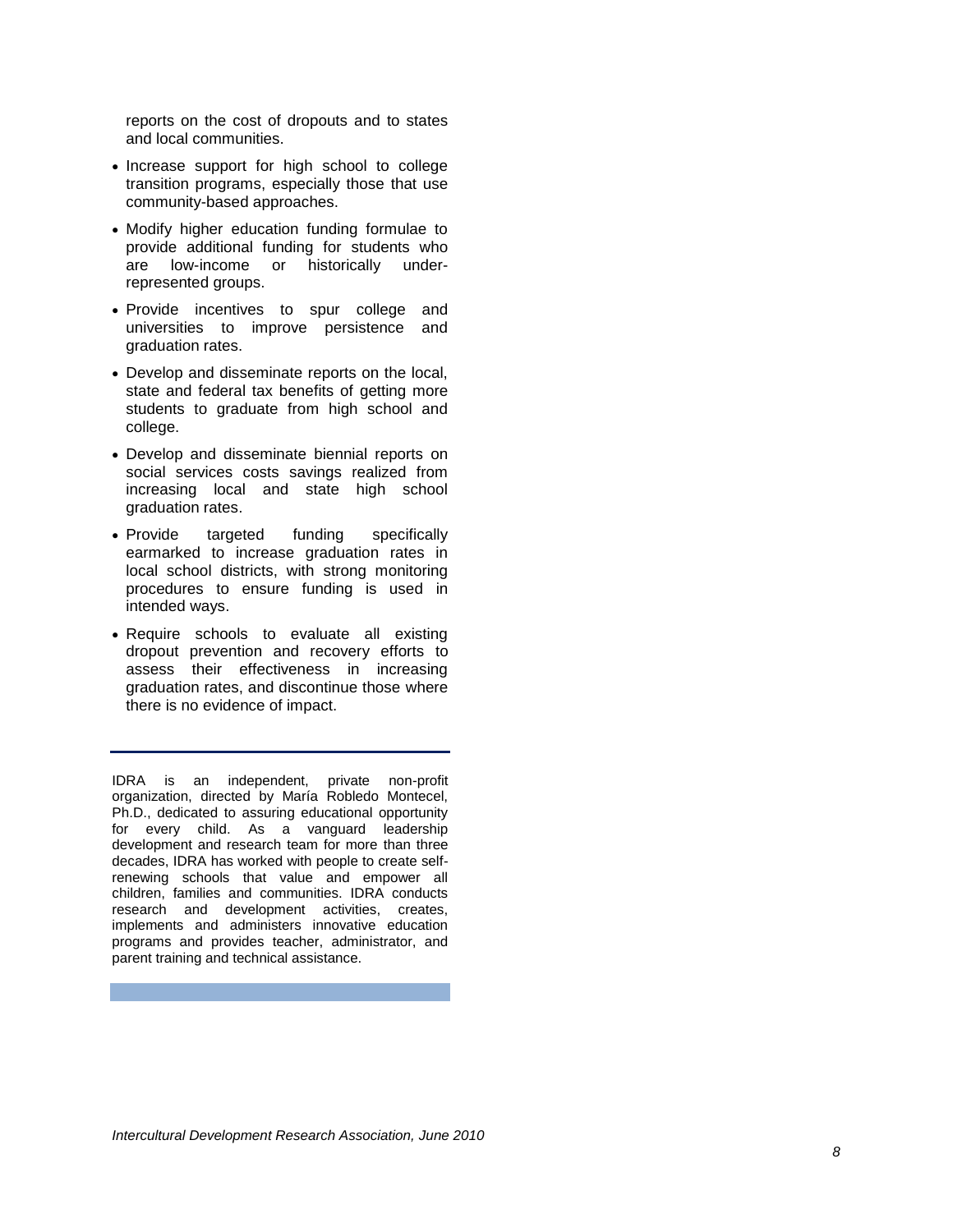reports on the cost of dropouts and to states and local communities.

- Increase support for high school to college transition programs, especially those that use community-based approaches.
- Modify higher education funding formulae to provide additional funding for students who are low-income or historically under-represented groups.
- Provide incentives to spur college and universities to improve persistence and graduation rates.
- Develop and disseminate reports on the local, state and federal tax benefits of getting more students to graduate from high school and college.
- Develop and disseminate biennial reports on social services costs savings realized from increasing local and state high school graduation rates.
- Provide targeted funding specifically earmarked to increase graduation rates in local school districts, with strong monitoring procedures to ensure funding is used in intended ways.
- Require schools to evaluate all existing dropout prevention and recovery efforts to assess their effectiveness in increasing graduation rates, and discontinue those where there is no evidence of impact.

---

IDRA is an independent, private non-profit organization, directed by María Robledo Montecel, Ph.D., dedicated to assuring educational opportunity for every child. As a vanguard leadership development and research team for more than three decades, IDRA has worked with people to create self-renewing schools that value and empower all children, families and communities. IDRA conducts research and development activities, creates, implements and administers innovative education programs and provides teacher, administrator, and parent training and technical assistance.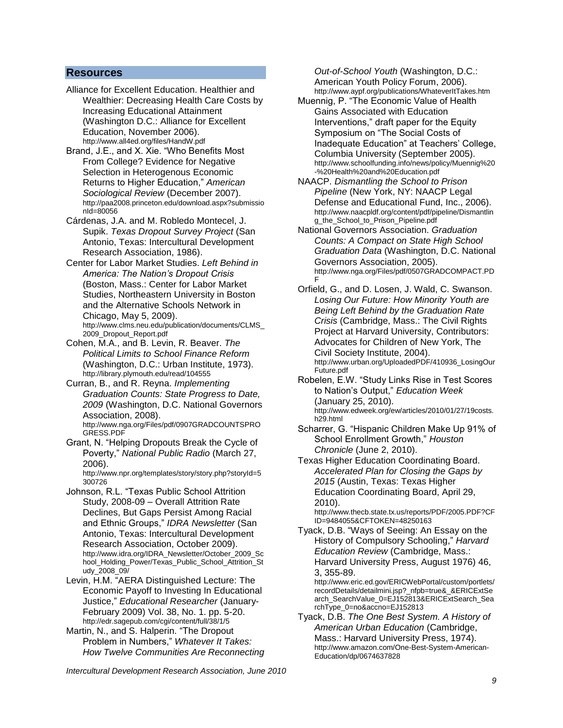## Resources

Alliance for Excellent Education. Healthier and Wealthier: Decreasing Health Care Costs by Increasing Educational Attainment (Washington D.C.: Alliance for Excellent Education, November 2006). http://www.all4ed.org/files/HandW.pdf

Brand, J.E., and X. Xie. "Who Benefits Most From College? Evidence for Negative Selection in Heterogenous Economic Returns to Higher Education," *American Sociological Review* (December 2007). http://paa2008.princeton.edu/download.aspx?submissionId=80056

Cárdenas, J.A. and M. Robledo Montecel, J. Supik. *Texas Dropout Survey Project* (San Antonio, Texas: Intercultural Development Research Association, 1986).

Center for Labor Market Studies. *Left Behind in America: The Nation's Dropout Crisis* (Boston, Mass.: Center for Labor Market Studies, Northeastern University in Boston and the Alternative Schools Network in Chicago, May 5, 2009). http://www.clms.neu.edu/publication/documents/CLMS_2009_Dropout_Report.pdf

Cohen, M.A., and B. Levin, R. Beaver. *The Political Limits to School Finance Reform* (Washington, D.C.: Urban Institute, 1973). http://library.plymouth.edu/read/104555

Curran, B., and R. Reyna. *Implementing Graduation Counts: State Progress to Date, 2009* (Washington, D.C. National Governors Association, 2008). http://www.nga.org/Files/pdf/0907GRADCOUNTSPROGRESS.PDF

Grant, N. "Helping Dropouts Break the Cycle of Poverty," *National Public Radio* (March 27, 2006). http://www.npr.org/templates/story/story.php?storyId=5300726

Johnson, R.L. "Texas Public School Attrition Study, 2008-09 – Overall Attrition Rate Declines, But Gaps Persist Among Racial and Ethnic Groups," *IDRA Newsletter* (San Antonio, Texas: Intercultural Development Research Association, October 2009). http://www.idra.org/IDRA_Newsletter/October_2009_School_Holding_Power/Texas_Public_School_Attrition_Study_2008_09/

Levin, H.M. "AERA Distinguished Lecture: The Economic Payoff to Investing In Educational Justice," *Educational Researcher* (January-February 2009) Vol. 38, No. 1. pp. 5-20. http://edr.sagepub.com/cgi/content/full/38/1/5

Martin, N., and S. Halperin. "The Dropout Problem in Numbers," *Whatever It Takes: How Twelve Communities Are Reconnecting Out-of-School Youth* (Washington, D.C.: American Youth Policy Forum, 2006). http://www.aypf.org/publications/WhateverItTakes.htm

Muennig, P. "The Economic Value of Health Gains Associated with Education Interventions," draft paper for the Equity Symposium on "The Social Costs of Inadequate Education" at Teachers' College, Columbia University (September 2005). http://www.schoolfunding.info/news/policy/Muennig%20-%20Health%20and%20Education.pdf

NAACP. *Dismantling the School to Prison Pipeline* (New York, NY: NAACP Legal Defense and Educational Fund, Inc., 2006). http://www.naacpldf.org/content/pdf/pipeline/Dismantling_the_School_to_Prison_Pipeline.pdf

National Governors Association. *Graduation Counts: A Compact on State High School Graduation Data* (Washington, D.C. National Governors Association, 2005). http://www.nga.org/Files/pdf/0507GRADCOMPACT.PDF

Orfield, G., and D. Losen, J. Wald, C. Swanson. *Losing Our Future: How Minority Youth are Being Left Behind by the Graduation Rate Crisis* (Cambridge, Mass.: The Civil Rights Project at Harvard University, Contributors: Advocates for Children of New York, The Civil Society Institute, 2004). http://www.urban.org/UploadedPDF/410936_LosingOurFuture.pdf

Robelen, E.W. "Study Links Rise in Test Scores to Nation's Output," *Education Week* (January 25, 2010). http://www.edweek.org/ew/articles/2010/01/27/19costs.h29.html

Scharrer, G. "Hispanic Children Make Up 91% of School Enrollment Growth," *Houston Chronicle* (June 2, 2010).

Texas Higher Education Coordinating Board. *Accelerated Plan for Closing the Gaps by 2015* (Austin, Texas: Texas Higher Education Coordinating Board, April 29, 2010). http://www.thecb.state.tx.us/reports/PDF/2005.PDF?CFID=9484055&CFTOKEN=48250163

Tyack, D.B. "Ways of Seeing: An Essay on the History of Compulsory Schooling," *Harvard Education Review* (Cambridge, Mass.: Harvard University Press, August 1976) 46, 3, 355-89. http://www.eric.ed.gov/ERICWebPortal/custom/portlets/recordDetails/detailmini.jsp?_nfpb=true&_&ERICExtSearch_SearchValue_0=EJ152813&ERICExtSearch_SearchType_0=no&accno=EJ152813

Tyack, D.B. *The One Best System. A History of American Urban Education* (Cambridge, Mass.: Harvard University Press, 1974). http://www.amazon.com/One-Best-System-American-Education/dp/0674637828

*Intercultural Development Research Association, June 2010*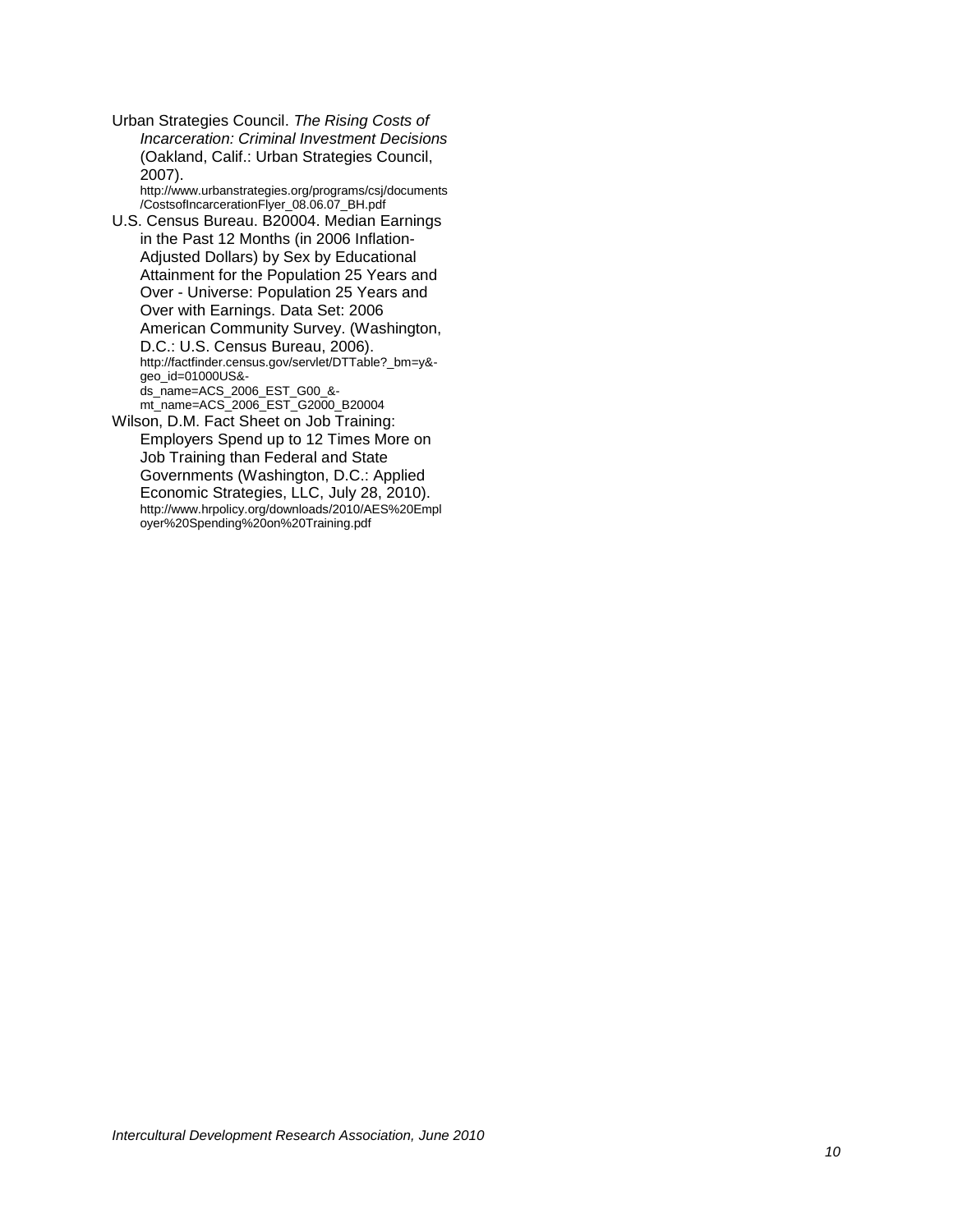Urban Strategies Council. *The Rising Costs of Incarceration: Criminal Investment Decisions* (Oakland, Calif.: Urban Strategies Council, 2007). http://www.urbanstrategies.org/programs/csj/documents/CostsofIncarcerationFlyer_08.06.07_BH.pdf

U.S. Census Bureau. B20004. Median Earnings in the Past 12 Months (in 2006 Inflation-Adjusted Dollars) by Sex by Educational Attainment for the Population 25 Years and Over - Universe: Population 25 Years and Over with Earnings. Data Set: 2006 American Community Survey. (Washington, D.C.: U.S. Census Bureau, 2006). http://factfinder.census.gov/servlet/DTTable?_bm=y&-geo_id=01000US&-ds_name=ACS_2006_EST_G00_&-mt_name=ACS_2006_EST_G2000_B20004

Wilson, D.M. Fact Sheet on Job Training: Employers Spend up to 12 Times More on Job Training than Federal and State Governments (Washington, D.C.: Applied Economic Strategies, LLC, July 28, 2010). http://www.hrpolicy.org/downloads/2010/AES%20Employer%20Spending%20on%20Training.pdf